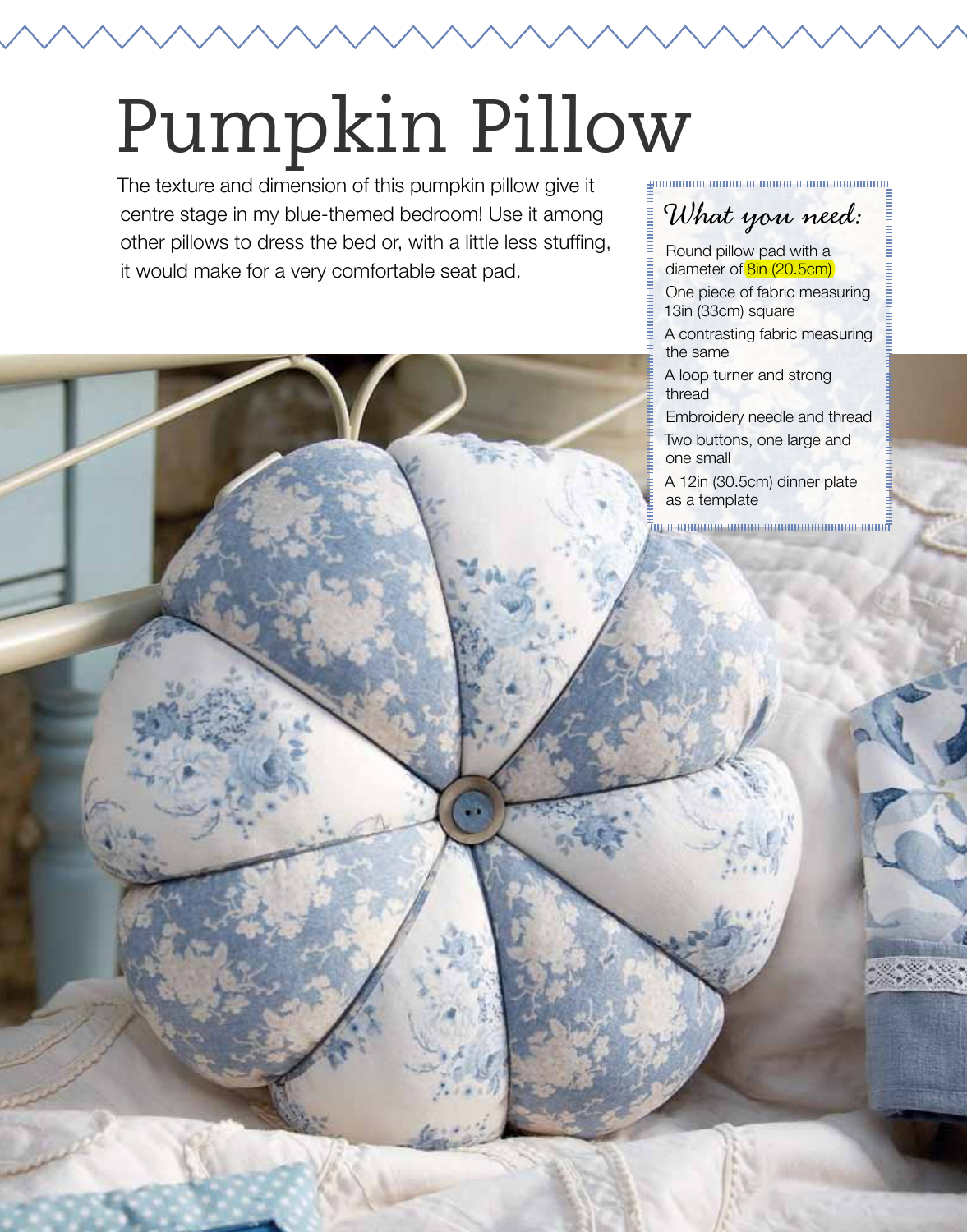# Pumpkin Pillow

The texture and dimension of this pumpkin pillow give it centre stage in my blue-themed bedroom! Use it among other pillows to dress the bed or, with a little less stuffing, it would make for a very comfortable seat pad.

## *What you need:*

- Round pillow pad with a diameter of 8in (20.5cm)
- One piece of fabric measuring 13in (33cm) square
- A contrasting fabric measuring the same
- A loop turner and strong thread
- Embroidery needle and thread
- Two buttons, one large and one small
- A 12in (30.5cm) dinner plate as a template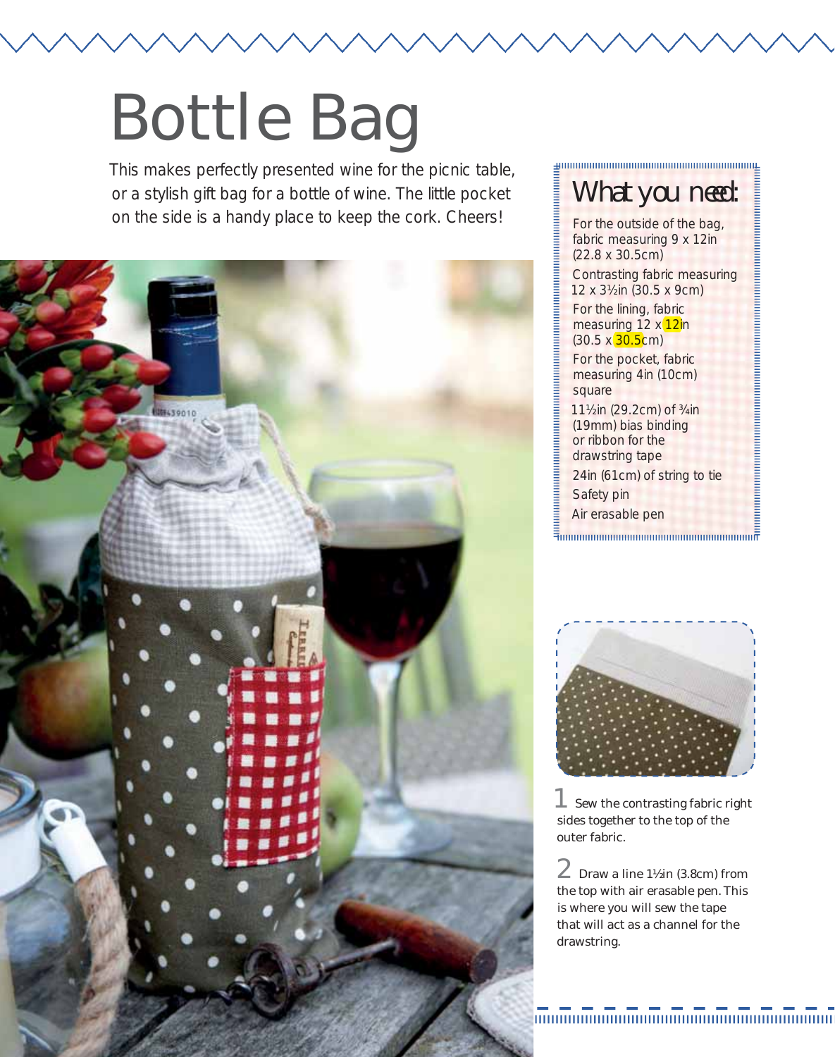# Bottle Bag

This makes perfectly presented wine for the picnic table, or a stylish gift bag for a bottle of wine. The little pocket on the side is a handy place to keep the cork. Cheers!

## What you need:

- For the outside of the bag, fabric measuring 9 x 12in (22.8 x 30.5cm)
- Contrasting fabric measuring 12 x 3½in (30.5 x 9cm)
- For the lining, fabric measuring 12 x 12in (30.5 x 30.5cm)
- For the pocket, fabric measuring 4in (10cm) square
- 11½in (29.2cm) of ¾in (19mm) bias binding or ribbon for the drawstring tape
- 24in (61cm) of string to tie
- Safety pin
- Air erasable pen

1 Sew the contrasting fabric right sides together to the top of the outer fabric.

2 Draw a line 1½in (3.8cm) from the top with air erasable pen. This is where you will sew the tape that will act as a channel for the drawstring.